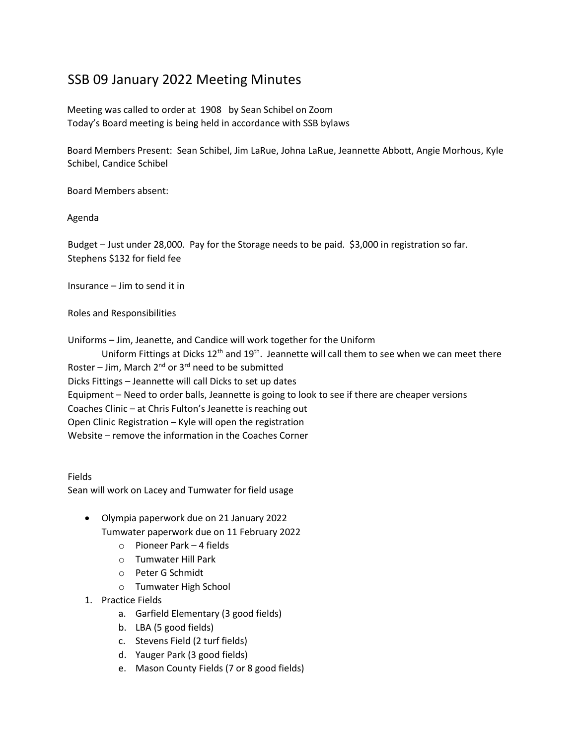# SSB 09 January 2022 Meeting Minutes

Meeting was called to order at 1908 by Sean Schibel on Zoom
Today's Board meeting is being held in accordance with SSB bylaws

Board Members Present: Sean Schibel, Jim LaRue, Johna LaRue, Jeannette Abbott, Angie Morhous, Kyle Schibel, Candice Schibel

Board Members absent:

Agenda

Budget – Just under 28,000. Pay for the Storage needs to be paid. $3,000 in registration so far.
Stephens $132 for field fee

Insurance – Jim to send it in

Roles and Responsibilities

Uniforms – Jim, Jeanette, and Candice will work together for the Uniform
Uniform Fittings at Dicks 12th and 19th. Jeannette will call them to see when we can meet there
Roster – Jim, March 2nd or 3rd need to be submitted
Dicks Fittings – Jeannette will call Dicks to set up dates
Equipment – Need to order balls, Jeannette is going to look to see if there are cheaper versions
Coaches Clinic – at Chris Fulton's Jeanette is reaching out
Open Clinic Registration – Kyle will open the registration
Website – remove the information in the Coaches Corner

Fields
Sean will work on Lacey and Tumwater for field usage

- Olympia paperwork due on 21 January 2022
  Tumwater paperwork due on 11 February 2022
  - Pioneer Park – 4 fields
  - Tumwater Hill Park
  - Peter G Schmidt
  - Tumwater High School

1. Practice Fields
   a. Garfield Elementary (3 good fields)
   b. LBA (5 good fields)
   c. Stevens Field (2 turf fields)
   d. Yauger Park (3 good fields)
   e. Mason County Fields (7 or 8 good fields)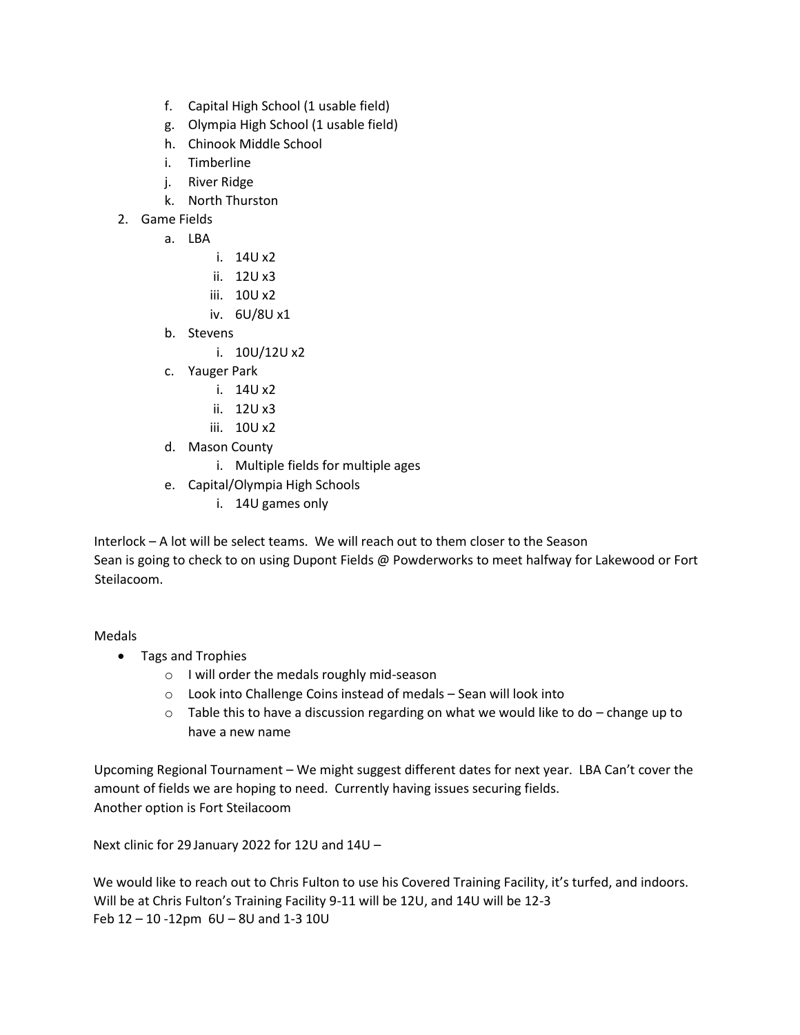f. Capital High School (1 usable field)
   g. Olympia High School (1 usable field)
   h. Chinook Middle School
   i. Timberline
   j. River Ridge
   k. North Thurston

2. Game Fields
   a. LBA
      i. 14U x2
      ii. 12U x3
      iii. 10U x2
      iv. 6U/8U x1
   b. Stevens
      i. 10U/12U x2
   c. Yauger Park
      i. 14U x2
      ii. 12U x3
      iii. 10U x2
   d. Mason County
      i. Multiple fields for multiple ages
   e. Capital/Olympia High Schools
      i. 14U games only

Interlock – A lot will be select teams. We will reach out to them closer to the Season
Sean is going to check to on using Dupont Fields @ Powderworks to meet halfway for Lakewood or Fort Steilacoom.

Medals

- Tags and Trophies
  - I will order the medals roughly mid-season
  - Look into Challenge Coins instead of medals – Sean will look into
  - Table this to have a discussion regarding on what we would like to do – change up to have a new name

Upcoming Regional Tournament – We might suggest different dates for next year. LBA Can't cover the amount of fields we are hoping to need. Currently having issues securing fields.
Another option is Fort Steilacoom

Next clinic for 29 January 2022 for 12U and 14U –

We would like to reach out to Chris Fulton to use his Covered Training Facility, it's turfed, and indoors.
Will be at Chris Fulton's Training Facility 9-11 will be 12U, and 14U will be 12-3
Feb 12 – 10 -12pm 6U – 8U and 1-3 10U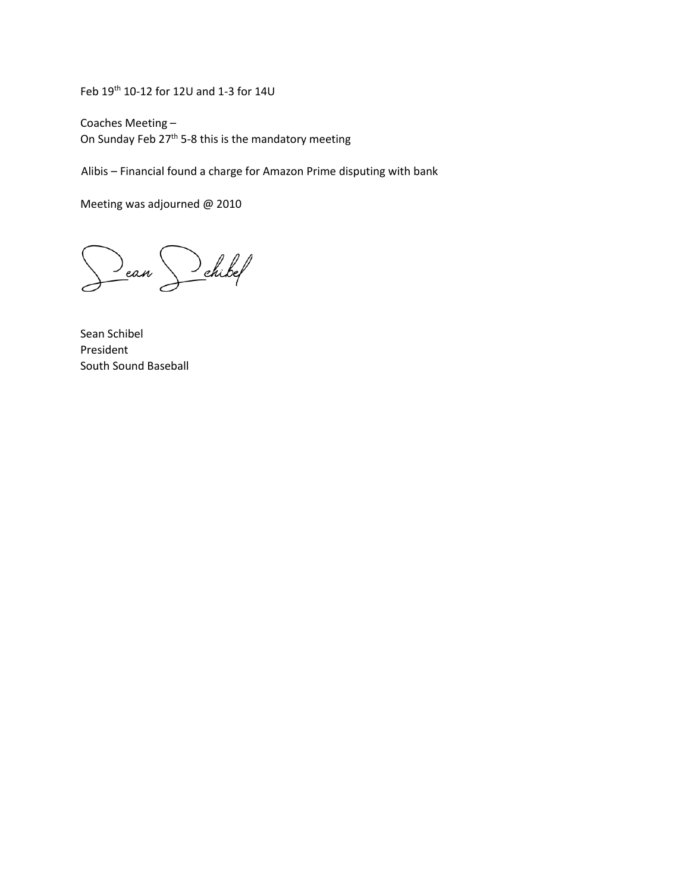Feb 19th 10-12 for 12U and 1-3 for 14U

Coaches Meeting –
On Sunday Feb 27th 5-8 this is the mandatory meeting

Alibis – Financial found a charge for Amazon Prime disputing with bank

Meeting was adjourned @ 2010

Sean Schibel

Sean Schibel
President
South Sound Baseball